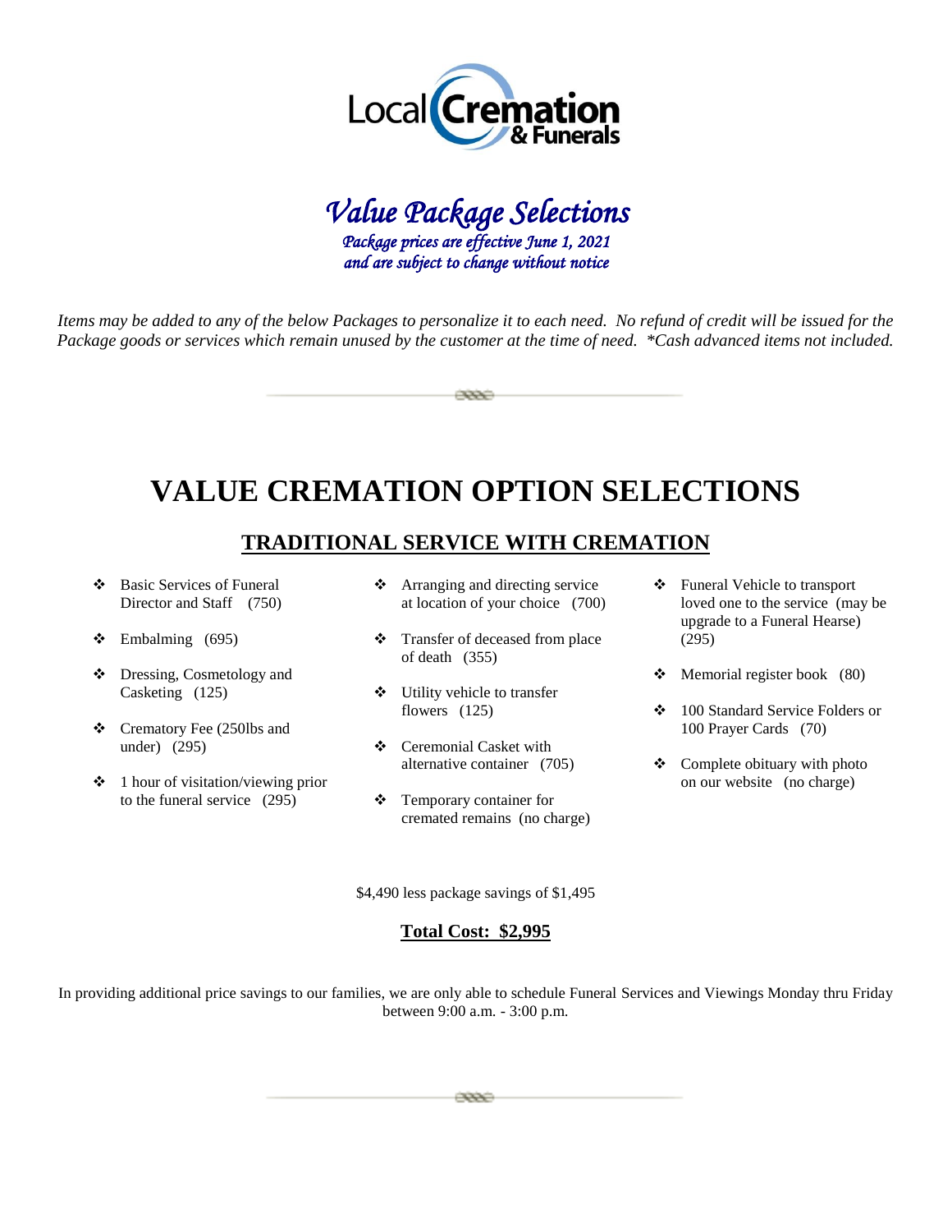Local Cremation & Funerals

# *Value Package Selections*

*Package prices are effective June 1, 2021*
*and are subject to change without notice*

*Items may be added to any of the below Packages to personalize it to each need. No refund of credit will be issued for the Package goods or services which remain unused by the customer at the time of need. *Cash advanced items not included.*

# VALUE CREMATION OPTION SELECTIONS

## TRADITIONAL SERVICE WITH CREMATION

- Basic Services of Funeral Director and Staff (750)
- Embalming (695)
- Dressing, Cosmetology and Casketing (125)
- Crematory Fee (250lbs and under) (295)
- 1 hour of visitation/viewing prior to the funeral service (295)
- Arranging and directing service at location of your choice (700)
- Transfer of deceased from place of death (355)
- Utility vehicle to transfer flowers (125)
- Ceremonial Casket with alternative container (705)
- Temporary container for cremated remains (no charge)
- Funeral Vehicle to transport loved one to the service (may be upgrade to a Funeral Hearse) (295)
- Memorial register book (80)
- 100 Standard Service Folders or 100 Prayer Cards (70)
- Complete obituary with photo on our website (no charge)

$4,490 less package savings of $1,495

**Total Cost: $2,995**

In providing additional price savings to our families, we are only able to schedule Funeral Services and Viewings Monday thru Friday between 9:00 a.m. - 3:00 p.m.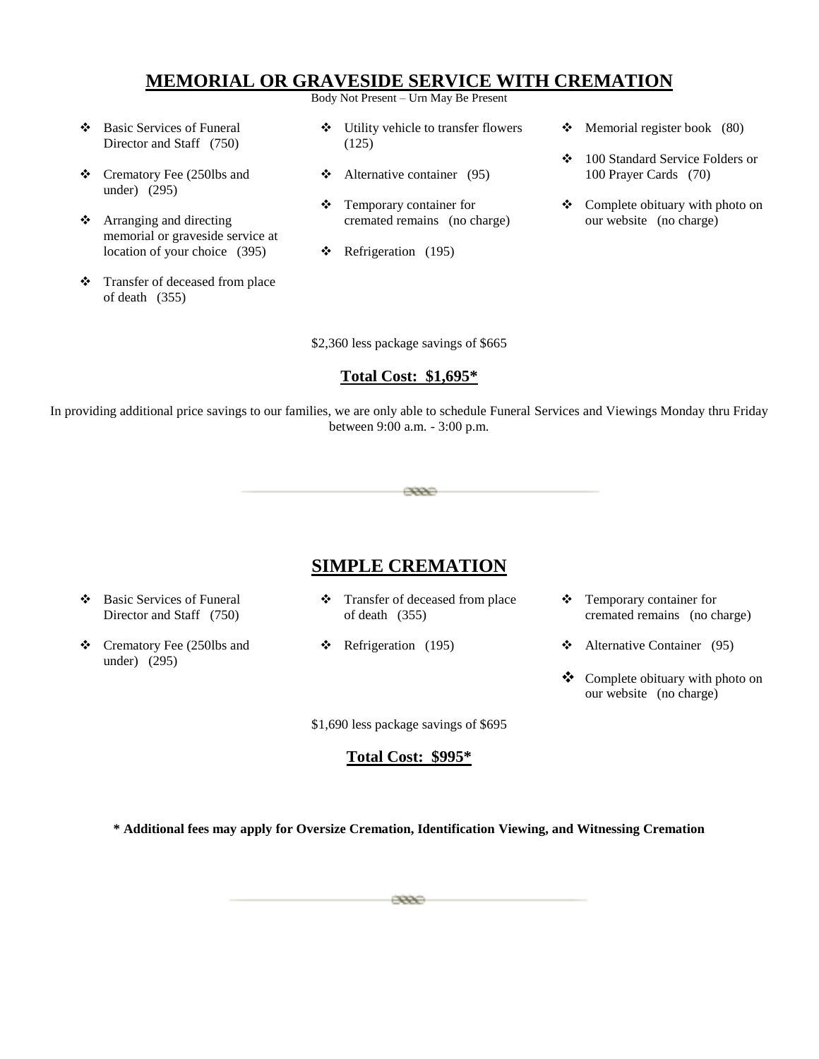## MEMORIAL OR GRAVESIDE SERVICE WITH CREMATION

Body Not Present – Urn May Be Present

- Basic Services of Funeral Director and Staff (750)
- Crematory Fee (250lbs and under) (295)
- Arranging and directing memorial or graveside service at location of your choice (395)
- Transfer of deceased from place of death (355)
- Utility vehicle to transfer flowers (125)
- Alternative container (95)
- Temporary container for cremated remains (no charge)
- Refrigeration (195)
- Memorial register book (80)
- 100 Standard Service Folders or 100 Prayer Cards (70)
- Complete obituary with photo on our website (no charge)

$2,360 less package savings of $665

**Total Cost: $1,695***

In providing additional price savings to our families, we are only able to schedule Funeral Services and Viewings Monday thru Friday between 9:00 a.m. - 3:00 p.m.

## SIMPLE CREMATION

- Basic Services of Funeral Director and Staff (750)
- Crematory Fee (250lbs and under) (295)
- Transfer of deceased from place of death (355)
- Refrigeration (195)
- Temporary container for cremated remains (no charge)
- Alternative Container (95)
- Complete obituary with photo on our website (no charge)

$1,690 less package savings of $695

**Total Cost: $995***

**\* Additional fees may apply for Oversize Cremation, Identification Viewing, and Witnessing Cremation**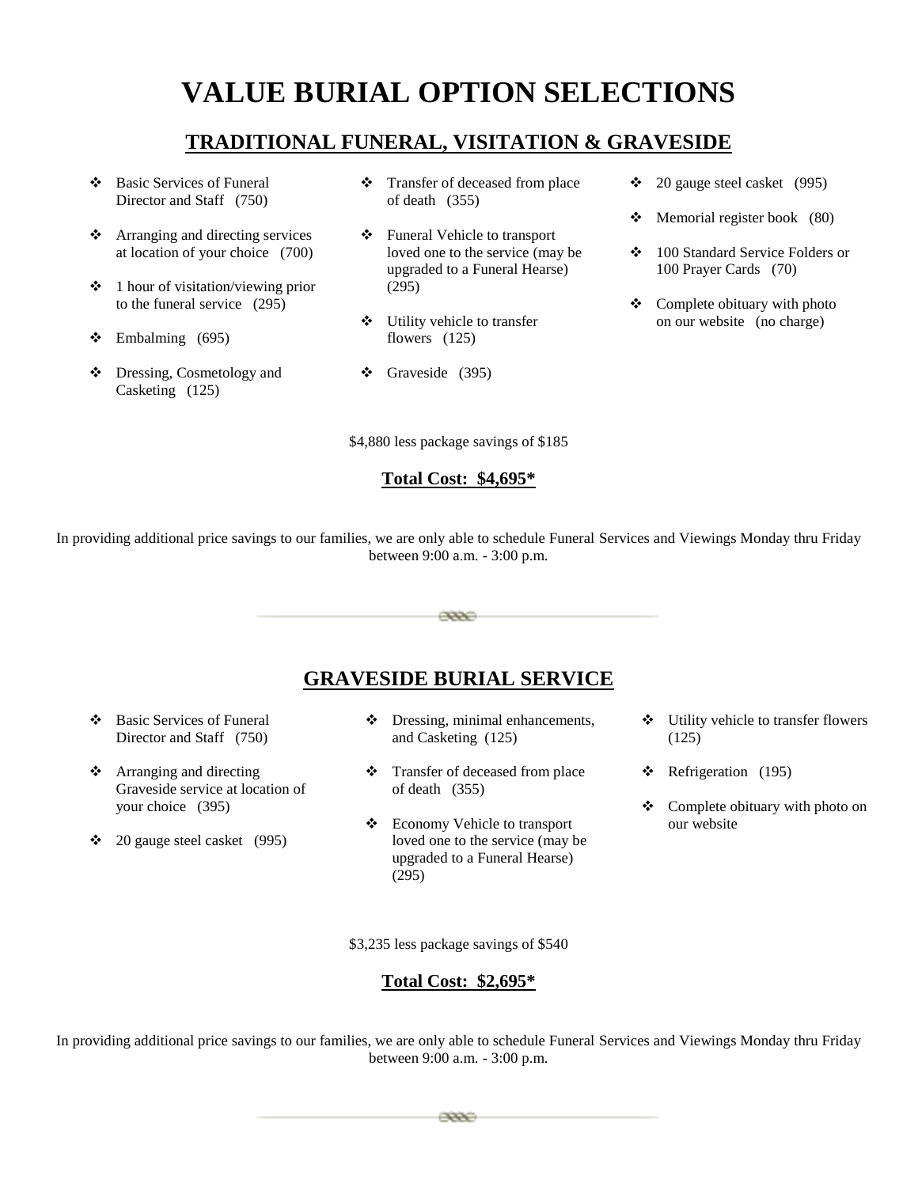# VALUE BURIAL OPTION SELECTIONS

## TRADITIONAL FUNERAL, VISITATION & GRAVESIDE

- Basic Services of Funeral Director and Staff (750)
- Arranging and directing services at location of your choice (700)
- 1 hour of visitation/viewing prior to the funeral service (295)
- Embalming (695)
- Dressing, Cosmetology and Casketing (125)
- Transfer of deceased from place of death (355)
- Funeral Vehicle to transport loved one to the service (may be upgraded to a Funeral Hearse) (295)
- Utility vehicle to transfer flowers (125)
- Graveside (395)
- 20 gauge steel casket (995)
- Memorial register book (80)
- 100 Standard Service Folders or 100 Prayer Cards (70)
- Complete obituary with photo on our website (no charge)

$4,880 less package savings of $185

**Total Cost: $4,695***

In providing additional price savings to our families, we are only able to schedule Funeral Services and Viewings Monday thru Friday between 9:00 a.m. - 3:00 p.m.

## GRAVESIDE BURIAL SERVICE

- Basic Services of Funeral Director and Staff (750)
- Arranging and directing Graveside service at location of your choice (395)
- 20 gauge steel casket (995)
- Dressing, minimal enhancements, and Casketing (125)
- Transfer of deceased from place of death (355)
- Economy Vehicle to transport loved one to the service (may be upgraded to a Funeral Hearse) (295)
- Utility vehicle to transfer flowers (125)
- Refrigeration (195)
- Complete obituary with photo on our website

$3,235 less package savings of $540

**Total Cost: $2,695***

In providing additional price savings to our families, we are only able to schedule Funeral Services and Viewings Monday thru Friday between 9:00 a.m. - 3:00 p.m.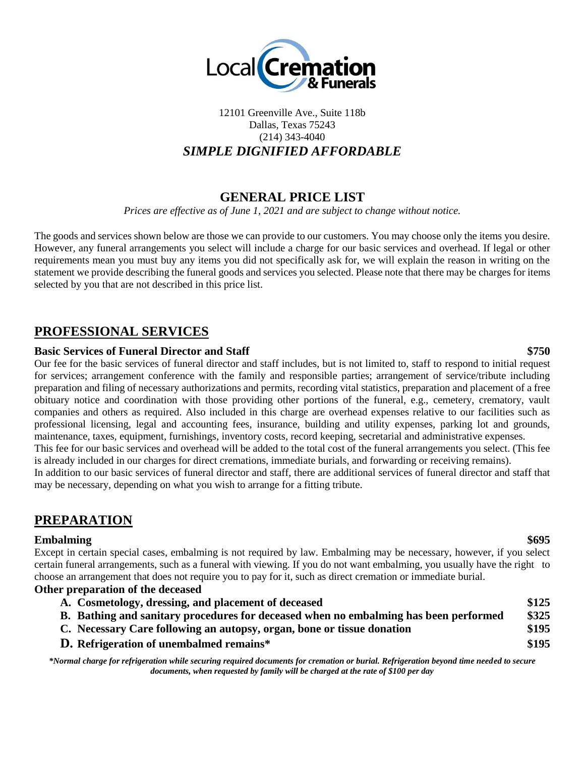Local Cremation & Funerals

12101 Greenville Ave., Suite 118b
Dallas, Texas 75243
(214) 343-4040

***SIMPLE DIGNIFIED AFFORDABLE***

## GENERAL PRICE LIST

*Prices are effective as of June 1, 2021 and are subject to change without notice.*

The goods and services shown below are those we can provide to our customers. You may choose only the items you desire. However, any funeral arrangements you select will include a charge for our basic services and overhead. If legal or other requirements mean you must buy any items you did not specifically ask for, we will explain the reason in writing on the statement we provide describing the funeral goods and services you selected. Please note that there may be charges for items selected by you that are not described in this price list.

## PROFESSIONAL SERVICES

**Basic Services of Funeral Director and Staff** **$750**

Our fee for the basic services of funeral director and staff includes, but is not limited to, staff to respond to initial request for services; arrangement conference with the family and responsible parties; arrangement of service/tribute including preparation and filing of necessary authorizations and permits, recording vital statistics, preparation and placement of a free obituary notice and coordination with those providing other portions of the funeral, e.g., cemetery, crematory, vault companies and others as required. Also included in this charge are overhead expenses relative to our facilities such as professional licensing, legal and accounting fees, insurance, building and utility expenses, parking lot and grounds, maintenance, taxes, equipment, furnishings, inventory costs, record keeping, secretarial and administrative expenses.

This fee for our basic services and overhead will be added to the total cost of the funeral arrangements you select. (This fee is already included in our charges for direct cremations, immediate burials, and forwarding or receiving remains).

In addition to our basic services of funeral director and staff, there are additional services of funeral director and staff that may be necessary, depending on what you wish to arrange for a fitting tribute.

## PREPARATION

**Embalming** **$695**

Except in certain special cases, embalming is not required by law. Embalming may be necessary, however, if you select certain funeral arrangements, such as a funeral with viewing. If you do not want embalming, you usually have the right to choose an arrangement that does not require you to pay for it, such as direct cremation or immediate burial.

**Other preparation of the deceased**

| Item | Price |
|---|---|
| **A. Cosmetology, dressing, and placement of deceased** | **$125** |
| **B. Bathing and sanitary procedures for deceased when no embalming has been performed** | **$325** |
| **C. Necessary Care following an autopsy, organ, bone or tissue donation** | **$195** |
| **D. Refrigeration of unembalmed remains*** | **$195** |

***Normal charge for refrigeration while securing required documents for cremation or burial. Refrigeration beyond time needed to secure documents, when requested by family will be charged at the rate of $100 per day***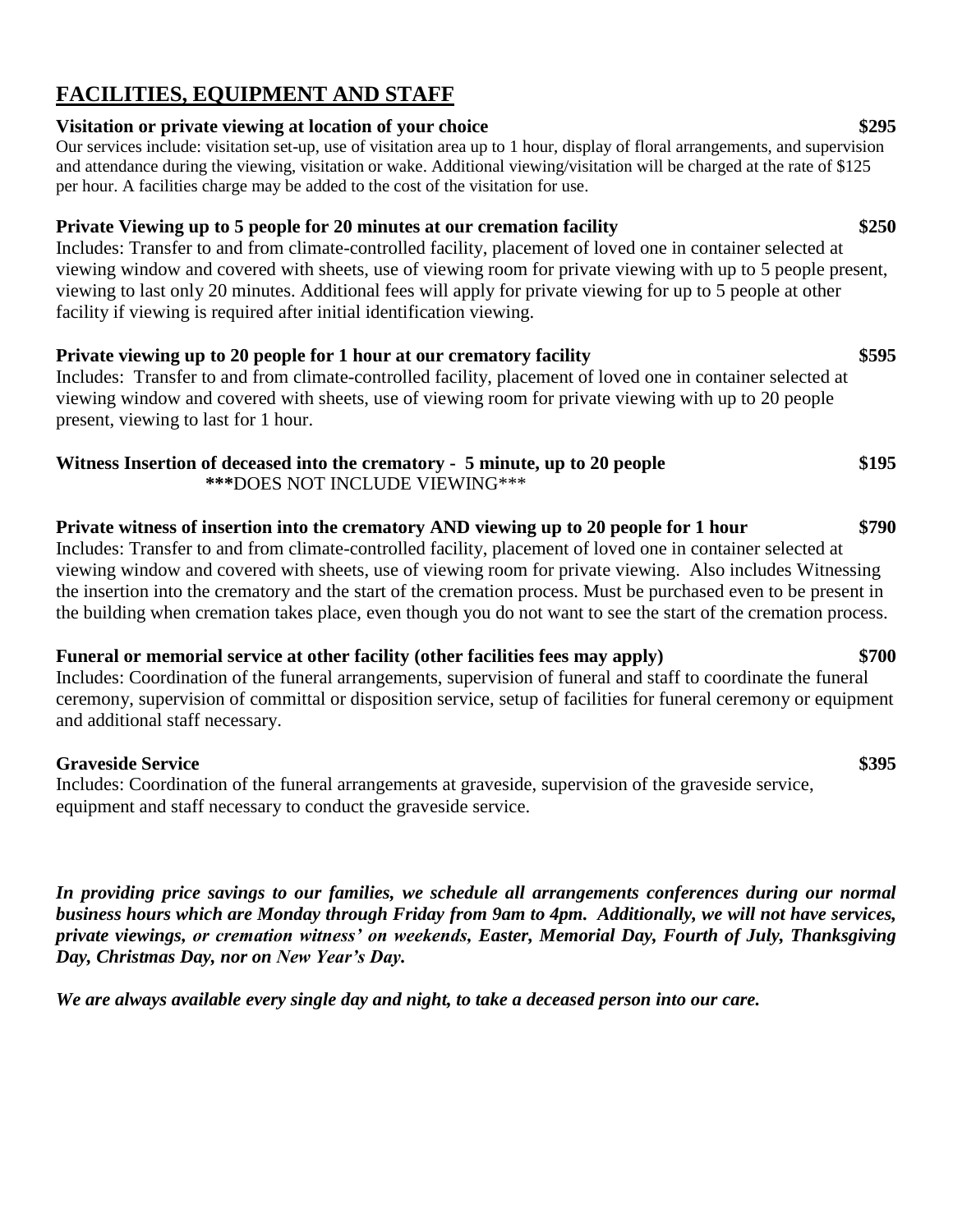## FACILITIES, EQUIPMENT AND STAFF

**Visitation or private viewing at location of your choice** **$295**

Our services include: visitation set-up, use of visitation area up to 1 hour, display of floral arrangements, and supervision and attendance during the viewing, visitation or wake. Additional viewing/visitation will be charged at the rate of $125 per hour. A facilities charge may be added to the cost of the visitation for use.

**Private Viewing up to 5 people for 20 minutes at our cremation facility** **$250**

Includes: Transfer to and from climate-controlled facility, placement of loved one in container selected at viewing window and covered with sheets, use of viewing room for private viewing with up to 5 people present, viewing to last only 20 minutes. Additional fees will apply for private viewing for up to 5 people at other facility if viewing is required after initial identification viewing.

**Private viewing up to 20 people for 1 hour at our crematory facility** **$595**

Includes: Transfer to and from climate-controlled facility, placement of loved one in container selected at viewing window and covered with sheets, use of viewing room for private viewing with up to 20 people present, viewing to last for 1 hour.

**Witness Insertion of deceased into the crematory - 5 minute, up to 20 people** **$195**

***DOES NOT INCLUDE VIEWING***

**Private witness of insertion into the crematory AND viewing up to 20 people for 1 hour** **$790**

Includes: Transfer to and from climate-controlled facility, placement of loved one in container selected at viewing window and covered with sheets, use of viewing room for private viewing. Also includes Witnessing the insertion into the crematory and the start of the cremation process. Must be purchased even to be present in the building when cremation takes place, even though you do not want to see the start of the cremation process.

**Funeral or memorial service at other facility (other facilities fees may apply)** **$700**

Includes: Coordination of the funeral arrangements, supervision of funeral and staff to coordinate the funeral ceremony, supervision of committal or disposition service, setup of facilities for funeral ceremony or equipment and additional staff necessary.

**Graveside Service** **$395**

Includes: Coordination of the funeral arrangements at graveside, supervision of the graveside service, equipment and staff necessary to conduct the graveside service.

***In providing price savings to our families, we schedule all arrangements conferences during our normal business hours which are Monday through Friday from 9am to 4pm. Additionally, we will not have services, private viewings, or cremation witness' on weekends, Easter, Memorial Day, Fourth of July, Thanksgiving Day, Christmas Day, nor on New Year's Day.***

***We are always available every single day and night, to take a deceased person into our care.***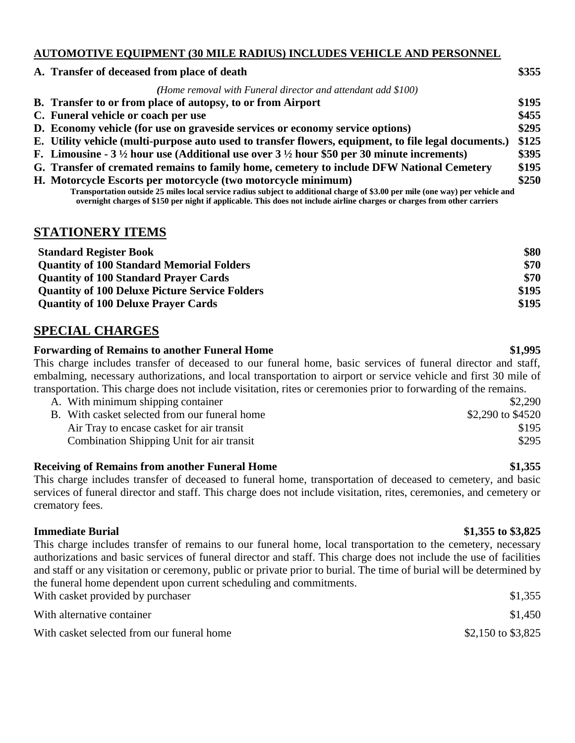**AUTOMOTIVE EQUIPMENT (30 MILE RADIUS) INCLUDES VEHICLE AND PERSONNEL**

| | |
|---|---|
| **A. Transfer of deceased from place of death** | **$355** |
| *(Home removal with Funeral director and attendant add $100)* | |
| **B. Transfer to or from place of autopsy, to or from Airport** | **$195** |
| **C. Funeral vehicle or coach per use** | **$455** |
| **D. Economy vehicle (for use on graveside services or economy service options)** | **$295** |
| **E. Utility vehicle (multi-purpose auto used to transfer flowers, equipment, to file legal documents.)** | **$125** |
| **F. Limousine - 3 ½ hour use (Additional use over 3 ½ hour $50 per 30 minute increments)** | **$395** |
| **G. Transfer of cremated remains to family home, cemetery to include DFW National Cemetery** | **$195** |
| **H. Motorcycle Escorts per motorcycle (two motorcycle minimum)** | **$250** |

**Transportation outside 25 miles local service radius subject to additional charge of $3.00 per mile (one way) per vehicle and overnight charges of $150 per night if applicable. This does not include airline charges or charges from other carriers**

## STATIONERY ITEMS

| | |
|---|---|
| **Standard Register Book** | **$80** |
| **Quantity of 100 Standard Memorial Folders** | **$70** |
| **Quantity of 100 Standard Prayer Cards** | **$70** |
| **Quantity of 100 Deluxe Picture Service Folders** | **$195** |
| **Quantity of 100 Deluxe Prayer Cards** | **$195** |

## SPECIAL CHARGES

**Forwarding of Remains to another Funeral Home** **$1,995**

This charge includes transfer of deceased to our funeral home, basic services of funeral director and staff, embalming, necessary authorizations, and local transportation to airport or service vehicle and first 30 mile of transportation. This charge does not include visitation, rites or ceremonies prior to forwarding of the remains.

| | |
|---|---|
| A. With minimum shipping container | $2,290 |
| B. With casket selected from our funeral home | $2,290 to $4520 |
| Air Tray to encase casket for air transit | $195 |
| Combination Shipping Unit for air transit | $295 |

**Receiving of Remains from another Funeral Home** **$1,355**

This charge includes transfer of deceased to funeral home, transportation of deceased to cemetery, and basic services of funeral director and staff. This charge does not include visitation, rites, ceremonies, and cemetery or crematory fees.

**Immediate Burial** **$1,355 to $3,825**

This charge includes transfer of remains to our funeral home, local transportation to the cemetery, necessary authorizations and basic services of funeral director and staff. This charge does not include the use of facilities and staff or any visitation or ceremony, public or private prior to burial. The time of burial will be determined by the funeral home dependent upon current scheduling and commitments.

| | |
|---|---|
| With casket provided by purchaser | $1,355 |
| With alternative container | $1,450 |
| With casket selected from our funeral home | $2,150 to $3,825 |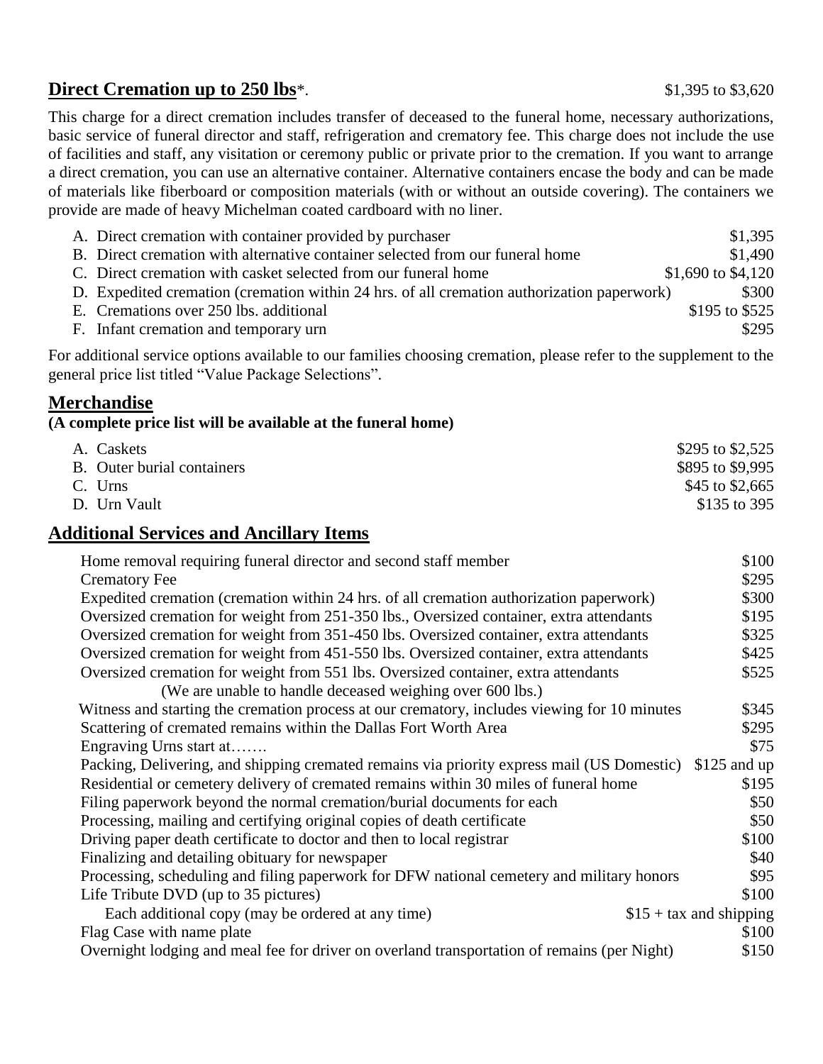## **Direct Cremation up to 250 lbs***. $1,395 to $3,620

This charge for a direct cremation includes transfer of deceased to the funeral home, necessary authorizations, basic service of funeral director and staff, refrigeration and crematory fee. This charge does not include the use of facilities and staff, any visitation or ceremony public or private prior to the cremation. If you want to arrange a direct cremation, you can use an alternative container. Alternative containers encase the body and can be made of materials like fiberboard or composition materials (with or without an outside covering). The containers we provide are made of heavy Michelman coated cardboard with no liner.

| | |
|---|---|
| A. Direct cremation with container provided by purchaser | $1,395 |
| B. Direct cremation with alternative container selected from our funeral home | $1,490 |
| C. Direct cremation with casket selected from our funeral home | $1,690 to $4,120 |
| D. Expedited cremation (cremation within 24 hrs. of all cremation authorization paperwork) | $300 |
| E. Cremations over 250 lbs. additional | $195 to $525 |
| F. Infant cremation and temporary urn | $295 |

For additional service options available to our families choosing cremation, please refer to the supplement to the general price list titled "Value Package Selections".

## Merchandise

**(A complete price list will be available at the funeral home)**

| | |
|---|---|
| A. Caskets | $295 to $2,525 |
| B. Outer burial containers | $895 to $9,995 |
| C. Urns | $45 to $2,665 |
| D. Urn Vault | $135 to 395 |

## Additional Services and Ancillary Items

| | |
|---|---|
| Home removal requiring funeral director and second staff member | $100 |
| Crematory Fee | $295 |
| Expedited cremation (cremation within 24 hrs. of all cremation authorization paperwork) | $300 |
| Oversized cremation for weight from 251-350 lbs., Oversized container, extra attendants | $195 |
| Oversized cremation for weight from 351-450 lbs. Oversized container, extra attendants | $325 |
| Oversized cremation for weight from 451-550 lbs. Oversized container, extra attendants | $425 |
| Oversized cremation for weight from 551 lbs. Oversized container, extra attendants (We are unable to handle deceased weighing over 600 lbs.) | $525 |
| Witness and starting the cremation process at our crematory, includes viewing for 10 minutes | $345 |
| Scattering of cremated remains within the Dallas Fort Worth Area | $295 |
| Engraving Urns start at……. | $75 |
| Packing, Delivering, and shipping cremated remains via priority express mail (US Domestic) | $125 and up |
| Residential or cemetery delivery of cremated remains within 30 miles of funeral home | $195 |
| Filing paperwork beyond the normal cremation/burial documents for each | $50 |
| Processing, mailing and certifying original copies of death certificate | $50 |
| Driving paper death certificate to doctor and then to local registrar | $100 |
| Finalizing and detailing obituary for newspaper | $40 |
| Processing, scheduling and filing paperwork for DFW national cemetery and military honors | $95 |
| Life Tribute DVD (up to 35 pictures) | $100 |
| Each additional copy (may be ordered at any time) | $15 + tax and shipping |
| Flag Case with name plate | $100 |
| Overnight lodging and meal fee for driver on overland transportation of remains (per Night) | $150 |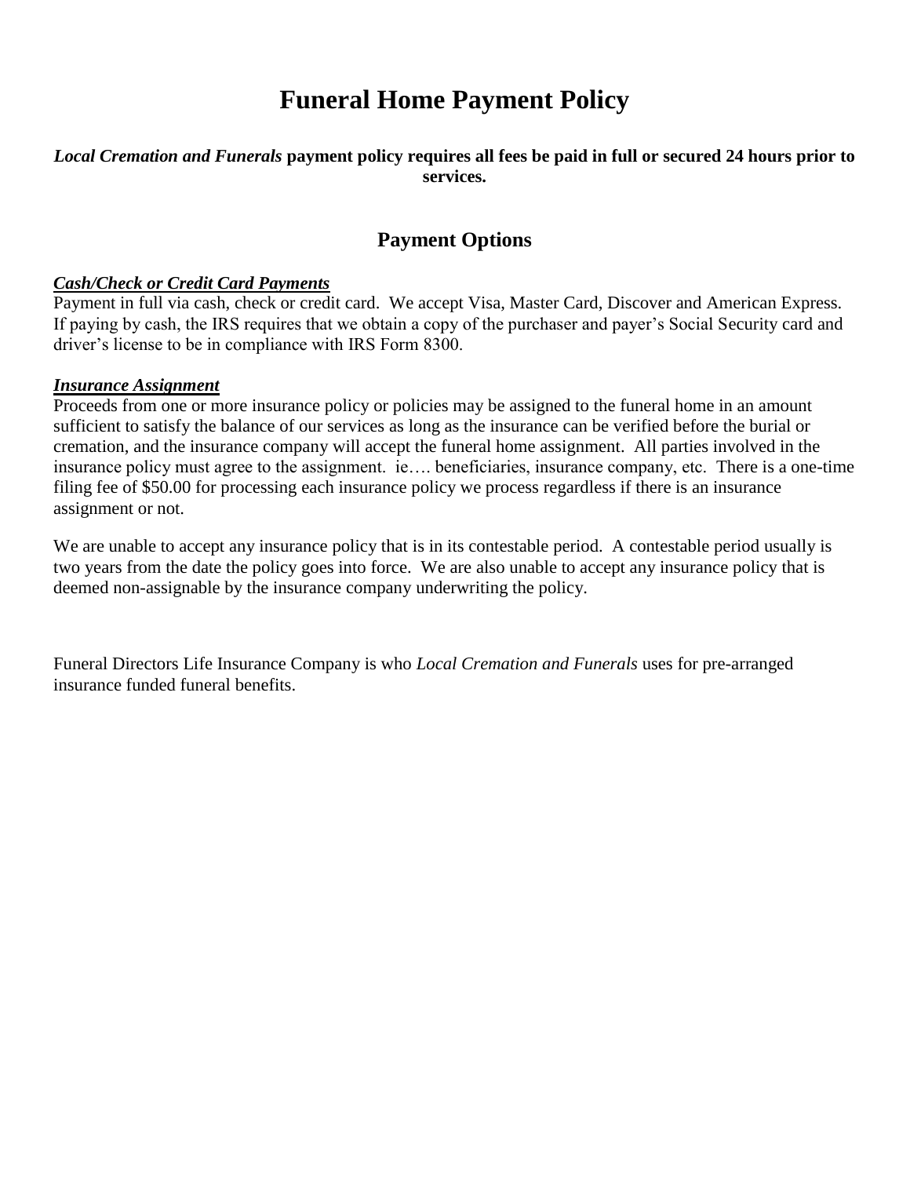# Funeral Home Payment Policy

***Local Cremation and Funerals* payment policy requires all fees be paid in full or secured 24 hours prior to services.**

## Payment Options

***Cash/Check or Credit Card Payments***

Payment in full via cash, check or credit card. We accept Visa, Master Card, Discover and American Express. If paying by cash, the IRS requires that we obtain a copy of the purchaser and payer's Social Security card and driver's license to be in compliance with IRS Form 8300.

***Insurance Assignment***

Proceeds from one or more insurance policy or policies may be assigned to the funeral home in an amount sufficient to satisfy the balance of our services as long as the insurance can be verified before the burial or cremation, and the insurance company will accept the funeral home assignment. All parties involved in the insurance policy must agree to the assignment. ie…. beneficiaries, insurance company, etc. There is a one-time filing fee of $50.00 for processing each insurance policy we process regardless if there is an insurance assignment or not.

We are unable to accept any insurance policy that is in its contestable period. A contestable period usually is two years from the date the policy goes into force. We are also unable to accept any insurance policy that is deemed non-assignable by the insurance company underwriting the policy.

Funeral Directors Life Insurance Company is who *Local Cremation and Funerals* uses for pre-arranged insurance funded funeral benefits.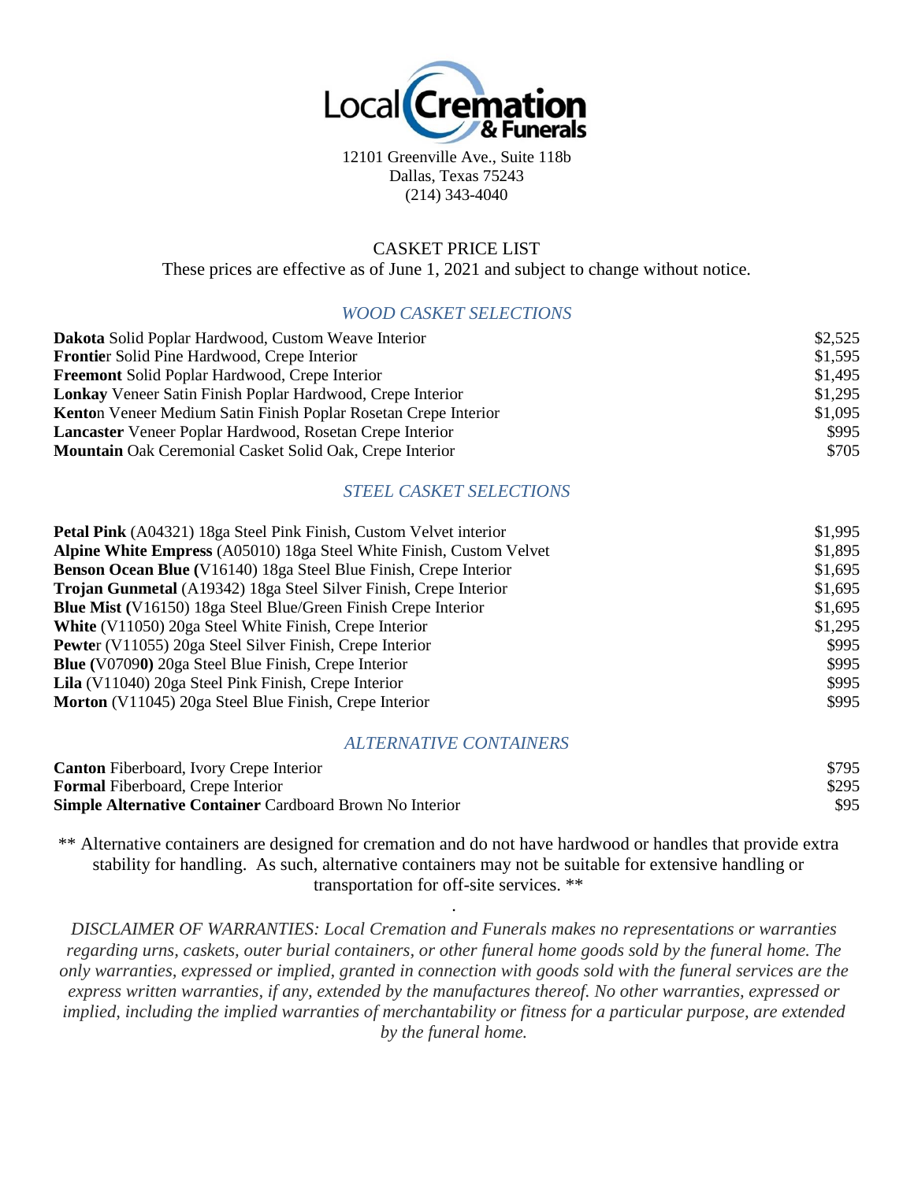Local Cremation & Funerals

12101 Greenville Ave., Suite 118b
Dallas, Texas 75243
(214) 343-4040

# CASKET PRICE LIST

These prices are effective as of June 1, 2021 and subject to change without notice.

## *WOOD CASKET SELECTIONS*

| Casket | Price |
|---|---|
| **Dakota** Solid Poplar Hardwood, Custom Weave Interior | $2,525 |
| **Frontie**r Solid Pine Hardwood, Crepe Interior | $1,595 |
| **Freemont** Solid Poplar Hardwood, Crepe Interior | $1,495 |
| **Lonkay** Veneer Satin Finish Poplar Hardwood, Crepe Interior | $1,295 |
| **Kento**n Veneer Medium Satin Finish Poplar Rosetan Crepe Interior | $1,095 |
| **Lancaster** Veneer Poplar Hardwood, Rosetan Crepe Interior | $995 |
| **Mountain** Oak Ceremonial Casket Solid Oak, Crepe Interior | $705 |

## *STEEL CASKET SELECTIONS*

| Casket | Price |
|---|---|
| **Petal Pink** (A04321) 18ga Steel Pink Finish, Custom Velvet interior | $1,995 |
| **Alpine White Empress** (A05010) 18ga Steel White Finish, Custom Velvet | $1,895 |
| **Benson Ocean Blue (**V16140) 18ga Steel Blue Finish, Crepe Interior | $1,695 |
| **Trojan Gunmetal** (A19342) 18ga Steel Silver Finish, Crepe Interior | $1,695 |
| **Blue Mist (**V16150) 18ga Steel Blue/Green Finish Crepe Interior | $1,695 |
| **White** (V11050) 20ga Steel White Finish, Crepe Interior | $1,295 |
| **Pewte**r (V11055) 20ga Steel Silver Finish, Crepe Interior | $995 |
| **Blue (**V0709**0)** 20ga Steel Blue Finish, Crepe Interior | $995 |
| **Lila** (V11040) 20ga Steel Pink Finish, Crepe Interior | $995 |
| **Morton** (V11045) 20ga Steel Blue Finish, Crepe Interior | $995 |

## *ALTERNATIVE CONTAINERS*

| Container | Price |
|---|---|
| **Canton** Fiberboard, Ivory Crepe Interior | $795 |
| **Formal** Fiberboard, Crepe Interior | $295 |
| **Simple Alternative Container** Cardboard Brown No Interior | $95 |

** Alternative containers are designed for cremation and do not have hardwood or handles that provide extra stability for handling. As such, alternative containers may not be suitable for extensive handling or transportation for off-site services. **

*DISCLAIMER OF WARRANTIES: Local Cremation and Funerals makes no representations or warranties regarding urns, caskets, outer burial containers, or other funeral home goods sold by the funeral home. The only warranties, expressed or implied, granted in connection with goods sold with the funeral services are the express written warranties, if any, extended by the manufactures thereof. No other warranties, expressed or implied, including the implied warranties of merchantability or fitness for a particular purpose, are extended by the funeral home.*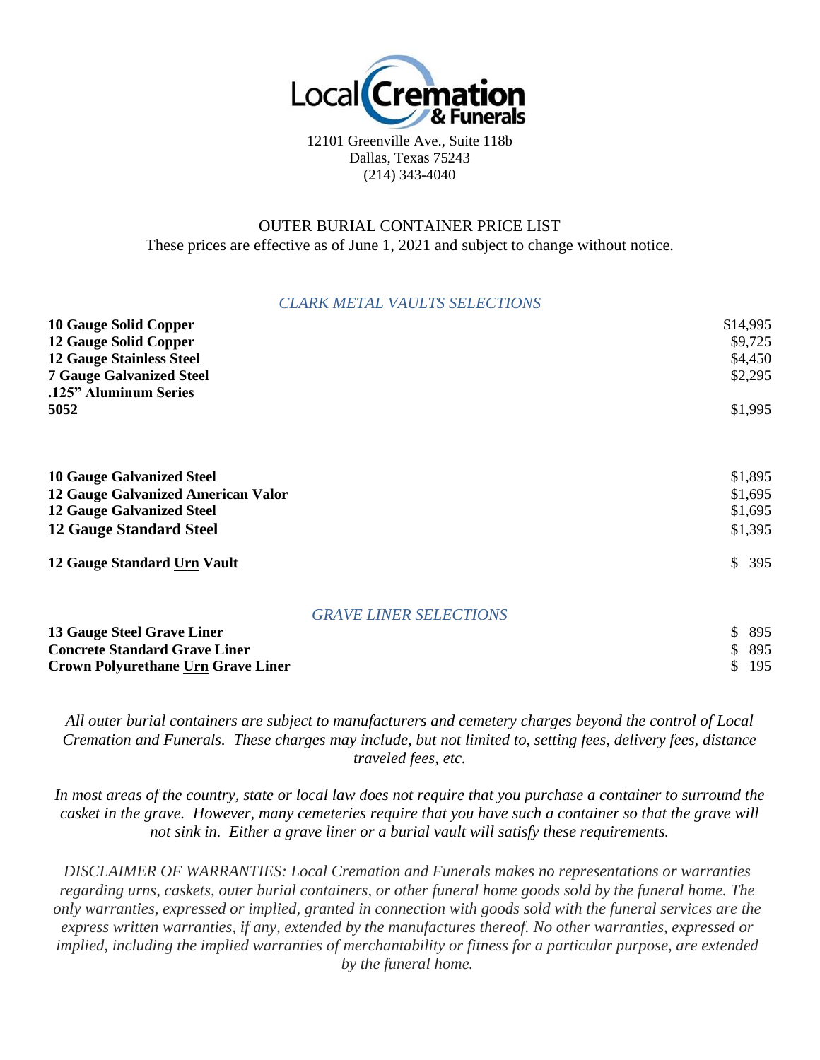Local Cremation & Funerals

12101 Greenville Ave., Suite 118b
Dallas, Texas 75243
(214) 343-4040

# OUTER BURIAL CONTAINER PRICE LIST

These prices are effective as of June 1, 2021 and subject to change without notice.

## *CLARK METAL VAULTS SELECTIONS*

| | |
|---|---|
| **10 Gauge Solid Copper** | $14,995 |
| **12 Gauge Solid Copper** | $9,725 |
| **12 Gauge Stainless Steel** | $4,450 |
| **7 Gauge Galvanized Steel** | $2,295 |
| **.125" Aluminum Series 5052** | $1,995 |
| **10 Gauge Galvanized Steel** | $1,895 |
| **12 Gauge Galvanized American Valor** | $1,695 |
| **12 Gauge Galvanized Steel** | $1,695 |
| **12 Gauge Standard Steel** | $1,395 |
| **12 Gauge Standard Urn Vault** | $ 395 |

## *GRAVE LINER SELECTIONS*

| | |
|---|---|
| **13 Gauge Steel Grave Liner** | $ 895 |
| **Concrete Standard Grave Liner** | $ 895 |
| **Crown Polyurethane Urn Grave Liner** | $ 195 |

*All outer burial containers are subject to manufacturers and cemetery charges beyond the control of Local Cremation and Funerals. These charges may include, but not limited to, setting fees, delivery fees, distance traveled fees, etc.*

*In most areas of the country, state or local law does not require that you purchase a container to surround the casket in the grave. However, many cemeteries require that you have such a container so that the grave will not sink in. Either a grave liner or a burial vault will satisfy these requirements.*

*DISCLAIMER OF WARRANTIES: Local Cremation and Funerals makes no representations or warranties regarding urns, caskets, outer burial containers, or other funeral home goods sold by the funeral home. The only warranties, expressed or implied, granted in connection with goods sold with the funeral services are the express written warranties, if any, extended by the manufactures thereof. No other warranties, expressed or implied, including the implied warranties of merchantability or fitness for a particular purpose, are extended by the funeral home.*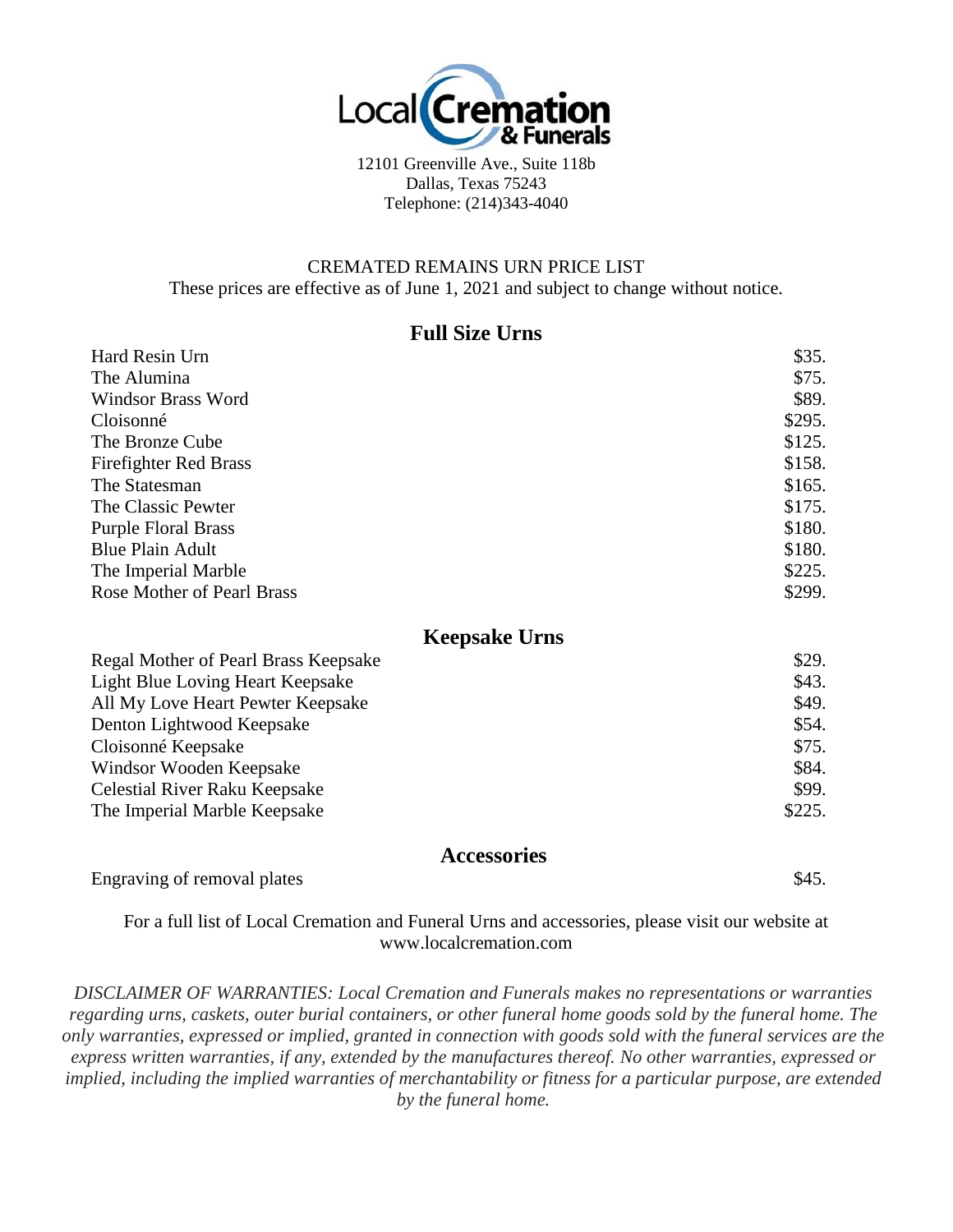Local Cremation & Funerals

12101 Greenville Ave., Suite 118b
Dallas, Texas 75243
Telephone: (214)343-4040

CREMATED REMAINS URN PRICE LIST

These prices are effective as of June 1, 2021 and subject to change without notice.

## Full Size Urns

| | |
|---|---|
| Hard Resin Urn | \$35. |
| The Alumina | \$75. |
| Windsor Brass Word | \$89. |
| Cloisonné | \$295. |
| The Bronze Cube | \$125. |
| Firefighter Red Brass | \$158. |
| The Statesman | \$165. |
| The Classic Pewter | \$175. |
| Purple Floral Brass | \$180. |
| Blue Plain Adult | \$180. |
| The Imperial Marble | \$225. |
| Rose Mother of Pearl Brass | \$299. |

## Keepsake Urns

| | |
|---|---|
| Regal Mother of Pearl Brass Keepsake | \$29. |
| Light Blue Loving Heart Keepsake | \$43. |
| All My Love Heart Pewter Keepsake | \$49. |
| Denton Lightwood Keepsake | \$54. |
| Cloisonné Keepsake | \$75. |
| Windsor Wooden Keepsake | \$84. |
| Celestial River Raku Keepsake | \$99. |
| The Imperial Marble Keepsake | \$225. |

## Accessories

| | |
|---|---|
| Engraving of removal plates | \$45. |

For a full list of Local Cremation and Funeral Urns and accessories, please visit our website at www.localcremation.com

*DISCLAIMER OF WARRANTIES: Local Cremation and Funerals makes no representations or warranties regarding urns, caskets, outer burial containers, or other funeral home goods sold by the funeral home. The only warranties, expressed or implied, granted in connection with goods sold with the funeral services are the express written warranties, if any, extended by the manufactures thereof. No other warranties, expressed or implied, including the implied warranties of merchantability or fitness for a particular purpose, are extended by the funeral home.*